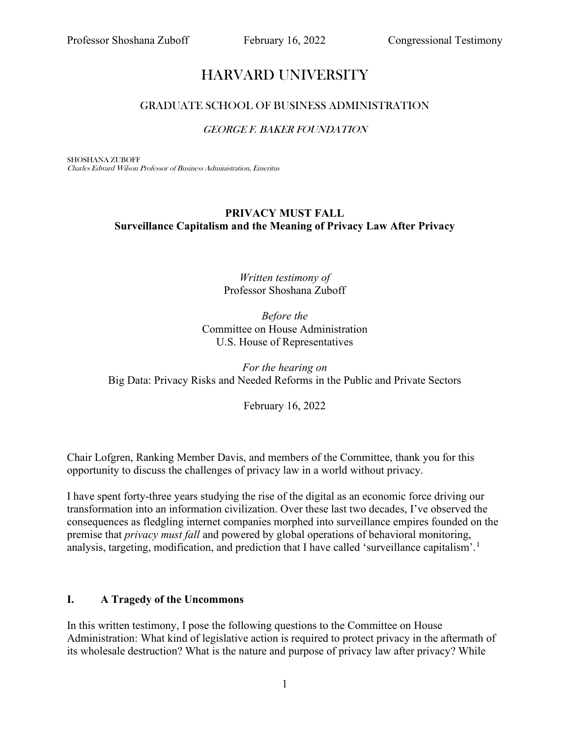# HARVARD UNIVERSITY

## GRADUATE SCHOOL OF BUSINESS ADMINISTRATION

*GEORGE F. BAKER FOUNDATION*

SHOSHANA ZUBOFF
*Charles Edward Wilson Professor of Business Administration, Emeritus*

**PRIVACY MUST FALL**
**Surveillance Capitalism and the Meaning of Privacy Law After Privacy**

*Written testimony of*
Professor Shoshana Zuboff

*Before the*
Committee on House Administration
U.S. House of Representatives

*For the hearing on*
Big Data: Privacy Risks and Needed Reforms in the Public and Private Sectors

February 16, 2022

Chair Lofgren, Ranking Member Davis, and members of the Committee, thank you for this opportunity to discuss the challenges of privacy law in a world without privacy.

I have spent forty-three years studying the rise of the digital as an economic force driving our transformation into an information civilization. Over these last two decades, I've observed the consequences as fledgling internet companies morphed into surveillance empires founded on the premise that *privacy must fall* and powered by global operations of behavioral monitoring, analysis, targeting, modification, and prediction that I have called 'surveillance capitalism'.[1]

## I. A Tragedy of the Uncommons

In this written testimony, I pose the following questions to the Committee on House Administration: What kind of legislative action is required to protect privacy in the aftermath of its wholesale destruction? What is the nature and purpose of privacy law after privacy? While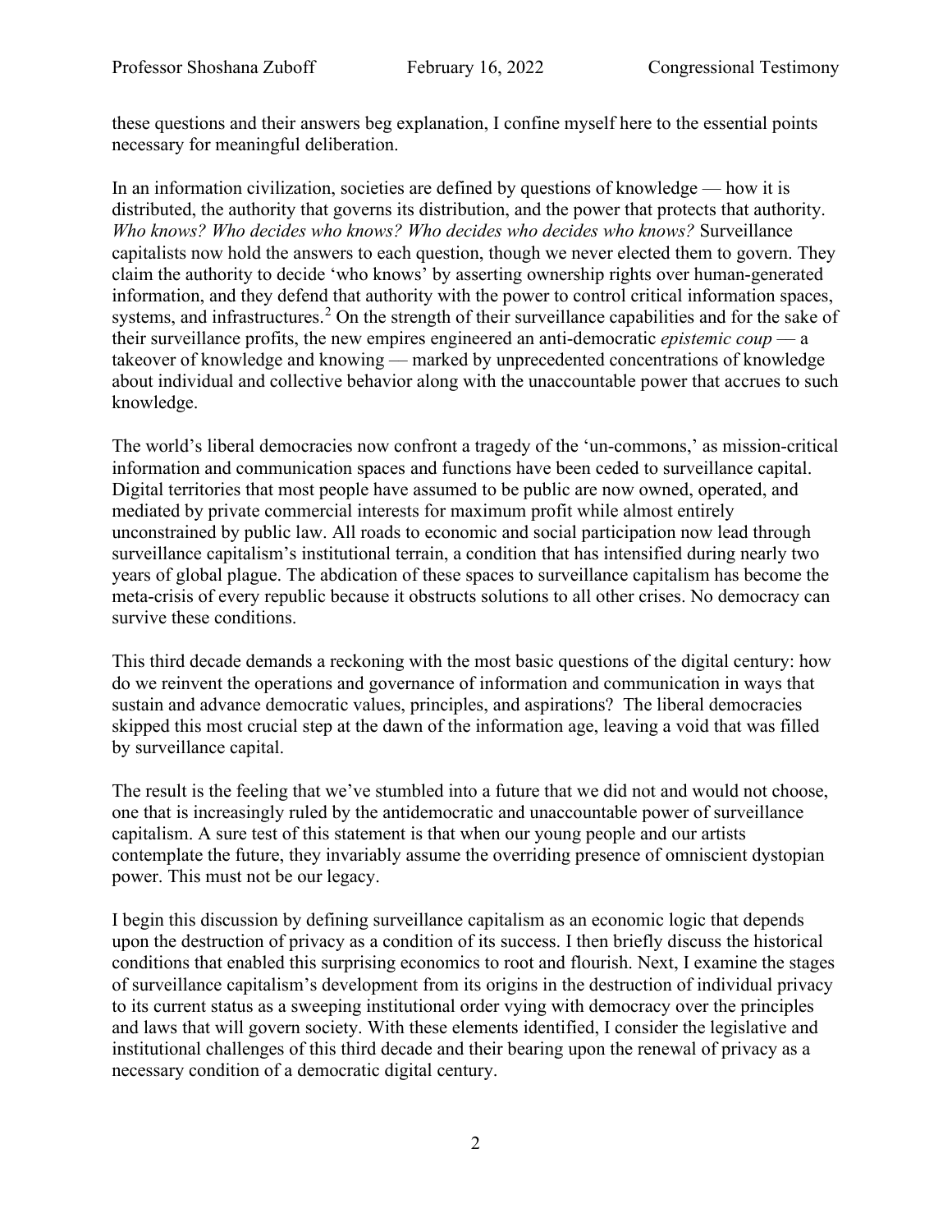these questions and their answers beg explanation, I confine myself here to the essential points necessary for meaningful deliberation.

In an information civilization, societies are defined by questions of knowledge — how it is distributed, the authority that governs its distribution, and the power that protects that authority. *Who knows? Who decides who knows? Who decides who decides who knows?* Surveillance capitalists now hold the answers to each question, though we never elected them to govern. They claim the authority to decide 'who knows' by asserting ownership rights over human-generated information, and they defend that authority with the power to control critical information spaces, systems, and infrastructures.[2] On the strength of their surveillance capabilities and for the sake of their surveillance profits, the new empires engineered an anti-democratic *epistemic coup* — a takeover of knowledge and knowing — marked by unprecedented concentrations of knowledge about individual and collective behavior along with the unaccountable power that accrues to such knowledge.

The world's liberal democracies now confront a tragedy of the 'un-commons,' as mission-critical information and communication spaces and functions have been ceded to surveillance capital. Digital territories that most people have assumed to be public are now owned, operated, and mediated by private commercial interests for maximum profit while almost entirely unconstrained by public law. All roads to economic and social participation now lead through surveillance capitalism's institutional terrain, a condition that has intensified during nearly two years of global plague. The abdication of these spaces to surveillance capitalism has become the meta-crisis of every republic because it obstructs solutions to all other crises. No democracy can survive these conditions.

This third decade demands a reckoning with the most basic questions of the digital century: how do we reinvent the operations and governance of information and communication in ways that sustain and advance democratic values, principles, and aspirations? The liberal democracies skipped this most crucial step at the dawn of the information age, leaving a void that was filled by surveillance capital.

The result is the feeling that we've stumbled into a future that we did not and would not choose, one that is increasingly ruled by the antidemocratic and unaccountable power of surveillance capitalism. A sure test of this statement is that when our young people and our artists contemplate the future, they invariably assume the overriding presence of omniscient dystopian power. This must not be our legacy.

I begin this discussion by defining surveillance capitalism as an economic logic that depends upon the destruction of privacy as a condition of its success. I then briefly discuss the historical conditions that enabled this surprising economics to root and flourish. Next, I examine the stages of surveillance capitalism's development from its origins in the destruction of individual privacy to its current status as a sweeping institutional order vying with democracy over the principles and laws that will govern society. With these elements identified, I consider the legislative and institutional challenges of this third decade and their bearing upon the renewal of privacy as a necessary condition of a democratic digital century.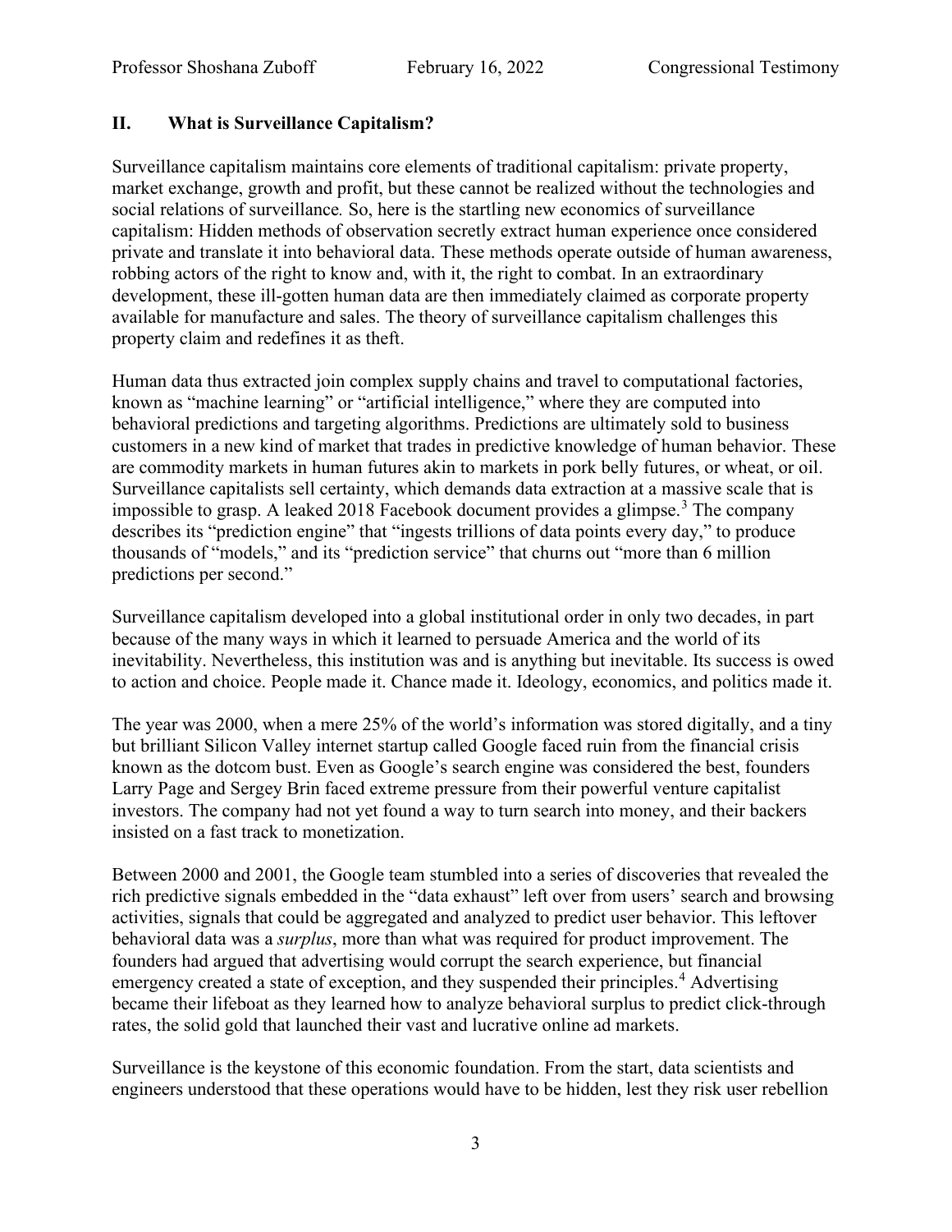## II. What is Surveillance Capitalism?

Surveillance capitalism maintains core elements of traditional capitalism: private property, market exchange, growth and profit, but these cannot be realized without the technologies and social relations of surveillance*.* So, here is the startling new economics of surveillance capitalism: Hidden methods of observation secretly extract human experience once considered private and translate it into behavioral data. These methods operate outside of human awareness, robbing actors of the right to know and, with it, the right to combat. In an extraordinary development, these ill-gotten human data are then immediately claimed as corporate property available for manufacture and sales. The theory of surveillance capitalism challenges this property claim and redefines it as theft.

Human data thus extracted join complex supply chains and travel to computational factories, known as "machine learning" or "artificial intelligence," where they are computed into behavioral predictions and targeting algorithms. Predictions are ultimately sold to business customers in a new kind of market that trades in predictive knowledge of human behavior. These are commodity markets in human futures akin to markets in pork belly futures, or wheat, or oil. Surveillance capitalists sell certainty, which demands data extraction at a massive scale that is impossible to grasp. A leaked 2018 Facebook document provides a glimpse.[3] The company describes its "prediction engine" that "ingests trillions of data points every day," to produce thousands of "models," and its "prediction service" that churns out "more than 6 million predictions per second."

Surveillance capitalism developed into a global institutional order in only two decades, in part because of the many ways in which it learned to persuade America and the world of its inevitability. Nevertheless, this institution was and is anything but inevitable. Its success is owed to action and choice. People made it. Chance made it. Ideology, economics, and politics made it.

The year was 2000, when a mere 25% of the world's information was stored digitally, and a tiny but brilliant Silicon Valley internet startup called Google faced ruin from the financial crisis known as the dotcom bust. Even as Google's search engine was considered the best, founders Larry Page and Sergey Brin faced extreme pressure from their powerful venture capitalist investors. The company had not yet found a way to turn search into money, and their backers insisted on a fast track to monetization.

Between 2000 and 2001, the Google team stumbled into a series of discoveries that revealed the rich predictive signals embedded in the "data exhaust" left over from users' search and browsing activities, signals that could be aggregated and analyzed to predict user behavior. This leftover behavioral data was a *surplus*, more than what was required for product improvement. The founders had argued that advertising would corrupt the search experience, but financial emergency created a state of exception, and they suspended their principles.[4] Advertising became their lifeboat as they learned how to analyze behavioral surplus to predict click-through rates, the solid gold that launched their vast and lucrative online ad markets.

Surveillance is the keystone of this economic foundation. From the start, data scientists and engineers understood that these operations would have to be hidden, lest they risk user rebellion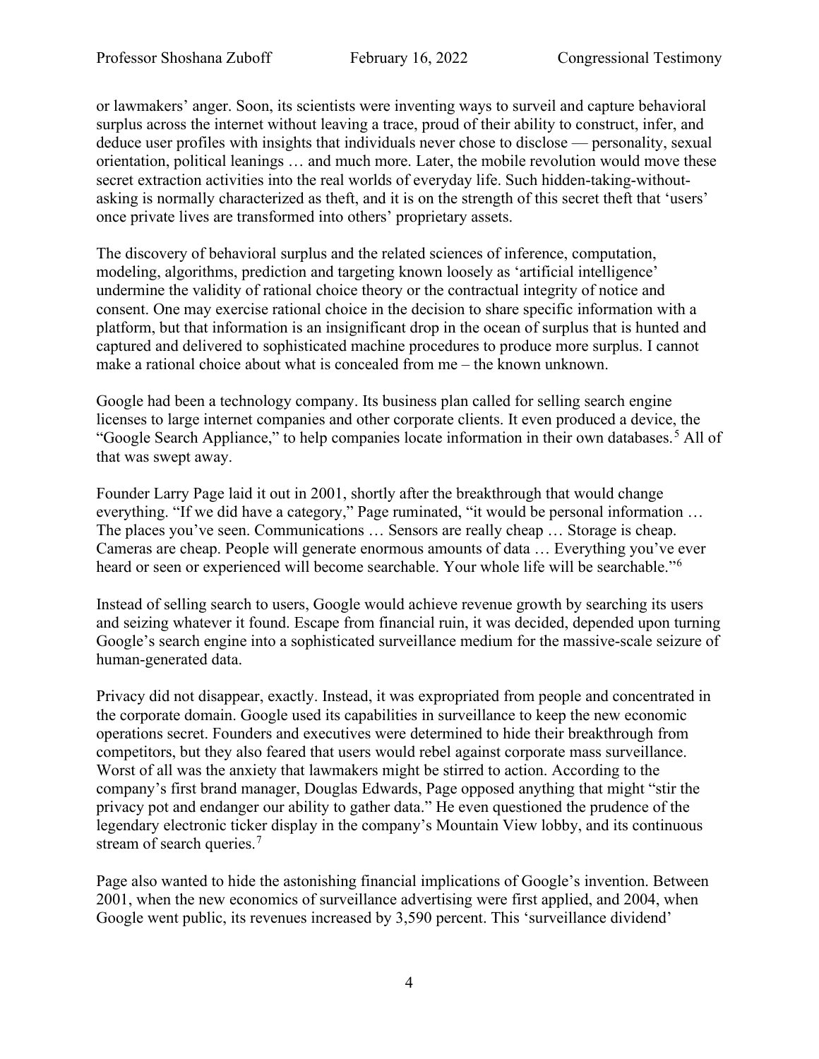or lawmakers' anger. Soon, its scientists were inventing ways to surveil and capture behavioral surplus across the internet without leaving a trace, proud of their ability to construct, infer, and deduce user profiles with insights that individuals never chose to disclose — personality, sexual orientation, political leanings … and much more. Later, the mobile revolution would move these secret extraction activities into the real worlds of everyday life. Such hidden-taking-without-asking is normally characterized as theft, and it is on the strength of this secret theft that 'users' once private lives are transformed into others' proprietary assets.

The discovery of behavioral surplus and the related sciences of inference, computation, modeling, algorithms, prediction and targeting known loosely as 'artificial intelligence' undermine the validity of rational choice theory or the contractual integrity of notice and consent. One may exercise rational choice in the decision to share specific information with a platform, but that information is an insignificant drop in the ocean of surplus that is hunted and captured and delivered to sophisticated machine procedures to produce more surplus. I cannot make a rational choice about what is concealed from me – the known unknown.

Google had been a technology company. Its business plan called for selling search engine licenses to large internet companies and other corporate clients. It even produced a device, the "Google Search Appliance," to help companies locate information in their own databases.[5] All of that was swept away.

Founder Larry Page laid it out in 2001, shortly after the breakthrough that would change everything. "If we did have a category," Page ruminated, "it would be personal information … The places you've seen. Communications … Sensors are really cheap … Storage is cheap. Cameras are cheap. People will generate enormous amounts of data … Everything you've ever heard or seen or experienced will become searchable. Your whole life will be searchable."[6]

Instead of selling search to users, Google would achieve revenue growth by searching its users and seizing whatever it found. Escape from financial ruin, it was decided, depended upon turning Google's search engine into a sophisticated surveillance medium for the massive-scale seizure of human-generated data.

Privacy did not disappear, exactly. Instead, it was expropriated from people and concentrated in the corporate domain. Google used its capabilities in surveillance to keep the new economic operations secret. Founders and executives were determined to hide their breakthrough from competitors, but they also feared that users would rebel against corporate mass surveillance. Worst of all was the anxiety that lawmakers might be stirred to action. According to the company's first brand manager, Douglas Edwards, Page opposed anything that might "stir the privacy pot and endanger our ability to gather data." He even questioned the prudence of the legendary electronic ticker display in the company's Mountain View lobby, and its continuous stream of search queries.[7]

Page also wanted to hide the astonishing financial implications of Google's invention. Between 2001, when the new economics of surveillance advertising were first applied, and 2004, when Google went public, its revenues increased by 3,590 percent. This 'surveillance dividend'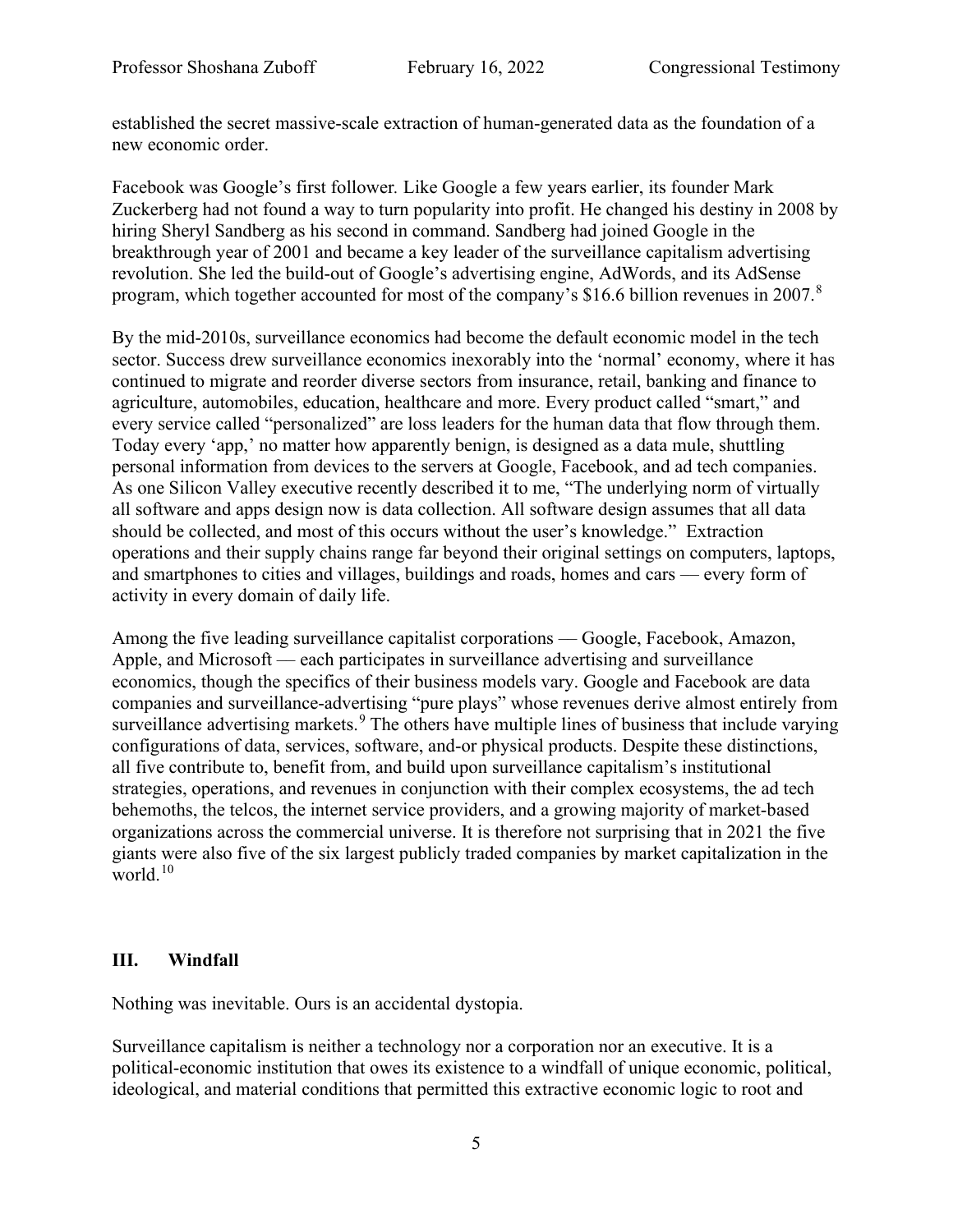established the secret massive-scale extraction of human-generated data as the foundation of a new economic order.

Facebook was Google's first follower. Like Google a few years earlier, its founder Mark Zuckerberg had not found a way to turn popularity into profit. He changed his destiny in 2008 by hiring Sheryl Sandberg as his second in command. Sandberg had joined Google in the breakthrough year of 2001 and became a key leader of the surveillance capitalism advertising revolution. She led the build-out of Google's advertising engine, AdWords, and its AdSense program, which together accounted for most of the company's $16.6 billion revenues in 2007.[8]

By the mid-2010s, surveillance economics had become the default economic model in the tech sector. Success drew surveillance economics inexorably into the 'normal' economy, where it has continued to migrate and reorder diverse sectors from insurance, retail, banking and finance to agriculture, automobiles, education, healthcare and more. Every product called "smart," and every service called "personalized" are loss leaders for the human data that flow through them. Today every 'app,' no matter how apparently benign, is designed as a data mule, shuttling personal information from devices to the servers at Google, Facebook, and ad tech companies. As one Silicon Valley executive recently described it to me, "The underlying norm of virtually all software and apps design now is data collection. All software design assumes that all data should be collected, and most of this occurs without the user's knowledge." Extraction operations and their supply chains range far beyond their original settings on computers, laptops, and smartphones to cities and villages, buildings and roads, homes and cars — every form of activity in every domain of daily life.

Among the five leading surveillance capitalist corporations — Google, Facebook, Amazon, Apple, and Microsoft — each participates in surveillance advertising and surveillance economics, though the specifics of their business models vary. Google and Facebook are data companies and surveillance-advertising "pure plays" whose revenues derive almost entirely from surveillance advertising markets.[9] The others have multiple lines of business that include varying configurations of data, services, software, and-or physical products. Despite these distinctions, all five contribute to, benefit from, and build upon surveillance capitalism's institutional strategies, operations, and revenues in conjunction with their complex ecosystems, the ad tech behemoths, the telcos, the internet service providers, and a growing majority of market-based organizations across the commercial universe. It is therefore not surprising that in 2021 the five giants were also five of the six largest publicly traded companies by market capitalization in the world.[10]

## III. Windfall

Nothing was inevitable. Ours is an accidental dystopia.

Surveillance capitalism is neither a technology nor a corporation nor an executive. It is a political-economic institution that owes its existence to a windfall of unique economic, political, ideological, and material conditions that permitted this extractive economic logic to root and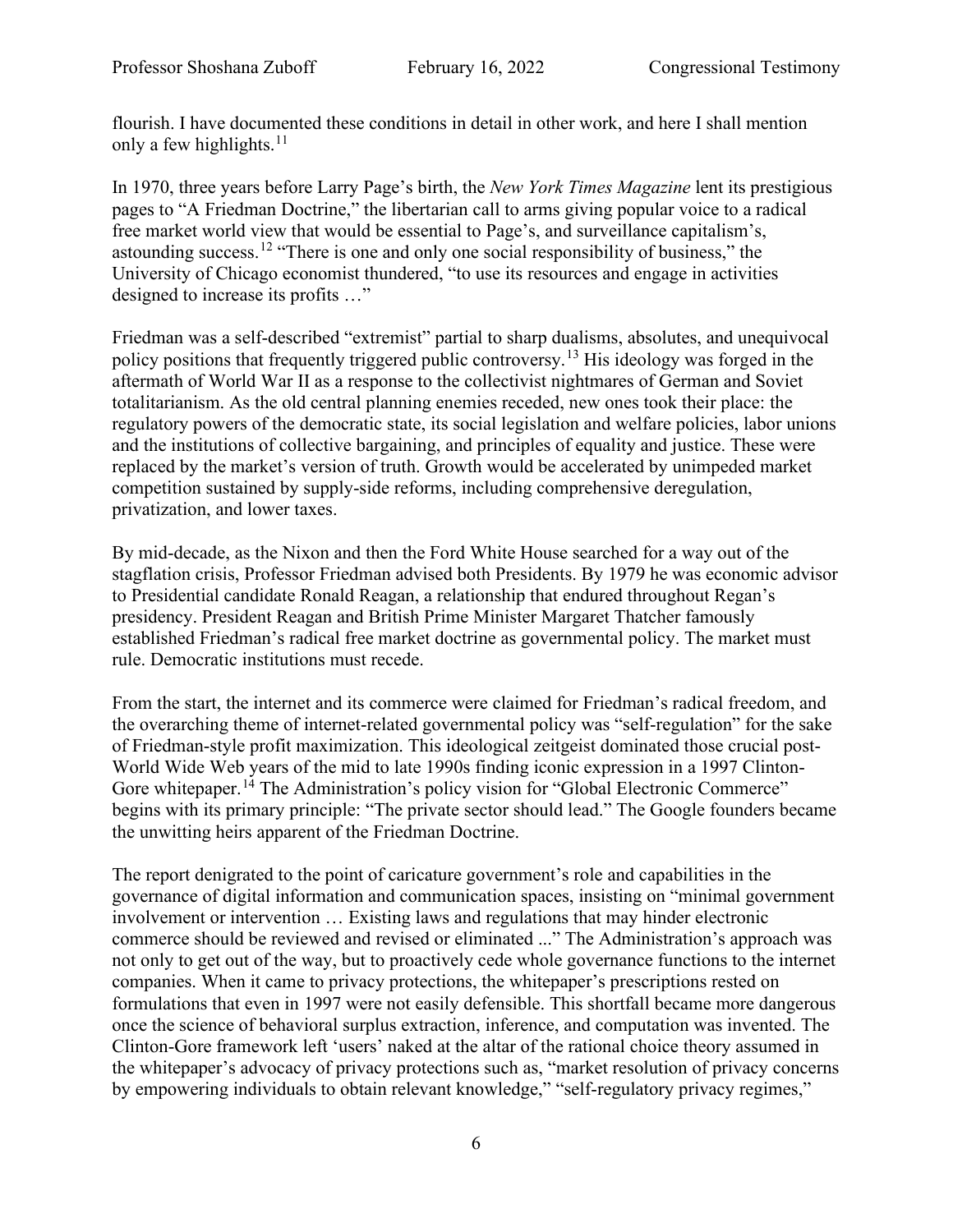flourish. I have documented these conditions in detail in other work, and here I shall mention only a few highlights.[11]

In 1970, three years before Larry Page's birth, the *New York Times Magazine* lent its prestigious pages to "A Friedman Doctrine," the libertarian call to arms giving popular voice to a radical free market world view that would be essential to Page's, and surveillance capitalism's, astounding success.[12] "There is one and only one social responsibility of business," the University of Chicago economist thundered, "to use its resources and engage in activities designed to increase its profits …"

Friedman was a self-described "extremist" partial to sharp dualisms, absolutes, and unequivocal policy positions that frequently triggered public controversy.[13] His ideology was forged in the aftermath of World War II as a response to the collectivist nightmares of German and Soviet totalitarianism. As the old central planning enemies receded, new ones took their place: the regulatory powers of the democratic state, its social legislation and welfare policies, labor unions and the institutions of collective bargaining, and principles of equality and justice. These were replaced by the market's version of truth. Growth would be accelerated by unimpeded market competition sustained by supply-side reforms, including comprehensive deregulation, privatization, and lower taxes.

By mid-decade, as the Nixon and then the Ford White House searched for a way out of the stagflation crisis, Professor Friedman advised both Presidents. By 1979 he was economic advisor to Presidential candidate Ronald Reagan, a relationship that endured throughout Regan's presidency. President Reagan and British Prime Minister Margaret Thatcher famously established Friedman's radical free market doctrine as governmental policy. The market must rule. Democratic institutions must recede.

From the start, the internet and its commerce were claimed for Friedman's radical freedom, and the overarching theme of internet-related governmental policy was "self-regulation" for the sake of Friedman-style profit maximization. This ideological zeitgeist dominated those crucial post-World Wide Web years of the mid to late 1990s finding iconic expression in a 1997 Clinton-Gore whitepaper.[14] The Administration's policy vision for "Global Electronic Commerce" begins with its primary principle: "The private sector should lead." The Google founders became the unwitting heirs apparent of the Friedman Doctrine.

The report denigrated to the point of caricature government's role and capabilities in the governance of digital information and communication spaces, insisting on "minimal government involvement or intervention … Existing laws and regulations that may hinder electronic commerce should be reviewed and revised or eliminated ..." The Administration's approach was not only to get out of the way, but to proactively cede whole governance functions to the internet companies. When it came to privacy protections, the whitepaper's prescriptions rested on formulations that even in 1997 were not easily defensible. This shortfall became more dangerous once the science of behavioral surplus extraction, inference, and computation was invented. The Clinton-Gore framework left 'users' naked at the altar of the rational choice theory assumed in the whitepaper's advocacy of privacy protections such as, "market resolution of privacy concerns by empowering individuals to obtain relevant knowledge," "self-regulatory privacy regimes,"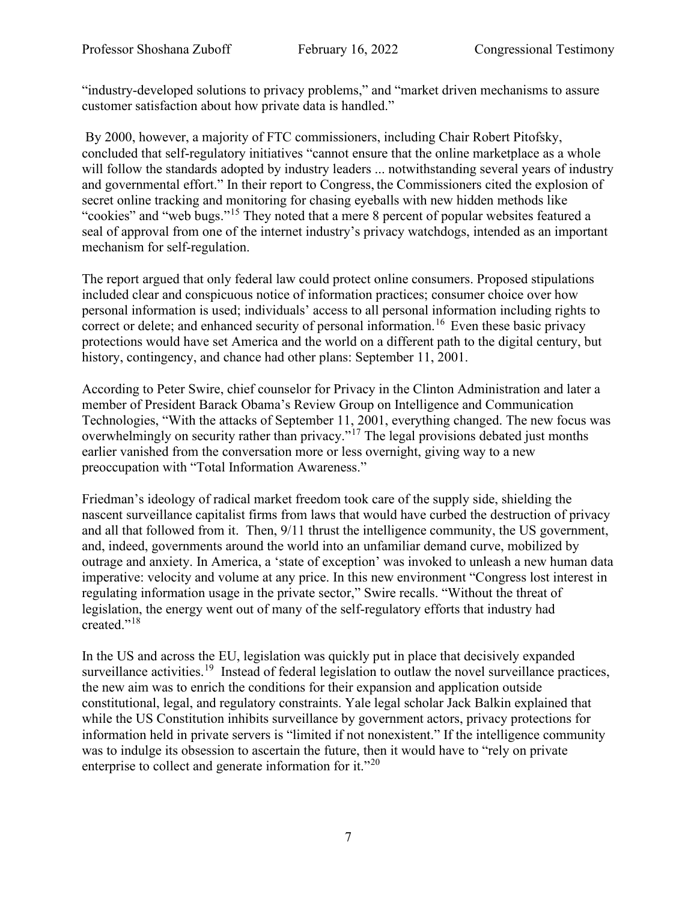"industry-developed solutions to privacy problems," and "market driven mechanisms to assure customer satisfaction about how private data is handled."

By 2000, however, a majority of FTC commissioners, including Chair Robert Pitofsky, concluded that self-regulatory initiatives "cannot ensure that the online marketplace as a whole will follow the standards adopted by industry leaders ... notwithstanding several years of industry and governmental effort." In their report to Congress, the Commissioners cited the explosion of secret online tracking and monitoring for chasing eyeballs with new hidden methods like "cookies" and "web bugs."[15] They noted that a mere 8 percent of popular websites featured a seal of approval from one of the internet industry's privacy watchdogs, intended as an important mechanism for self-regulation.

The report argued that only federal law could protect online consumers. Proposed stipulations included clear and conspicuous notice of information practices; consumer choice over how personal information is used; individuals' access to all personal information including rights to correct or delete; and enhanced security of personal information.[16] Even these basic privacy protections would have set America and the world on a different path to the digital century, but history, contingency, and chance had other plans: September 11, 2001.

According to Peter Swire, chief counselor for Privacy in the Clinton Administration and later a member of President Barack Obama's Review Group on Intelligence and Communication Technologies, "With the attacks of September 11, 2001, everything changed. The new focus was overwhelmingly on security rather than privacy."[17] The legal provisions debated just months earlier vanished from the conversation more or less overnight, giving way to a new preoccupation with "Total Information Awareness."

Friedman's ideology of radical market freedom took care of the supply side, shielding the nascent surveillance capitalist firms from laws that would have curbed the destruction of privacy and all that followed from it. Then, 9/11 thrust the intelligence community, the US government, and, indeed, governments around the world into an unfamiliar demand curve, mobilized by outrage and anxiety. In America, a 'state of exception' was invoked to unleash a new human data imperative: velocity and volume at any price. In this new environment "Congress lost interest in regulating information usage in the private sector," Swire recalls. "Without the threat of legislation, the energy went out of many of the self-regulatory efforts that industry had created."[18]

In the US and across the EU, legislation was quickly put in place that decisively expanded surveillance activities.[19] Instead of federal legislation to outlaw the novel surveillance practices, the new aim was to enrich the conditions for their expansion and application outside constitutional, legal, and regulatory constraints. Yale legal scholar Jack Balkin explained that while the US Constitution inhibits surveillance by government actors, privacy protections for information held in private servers is "limited if not nonexistent." If the intelligence community was to indulge its obsession to ascertain the future, then it would have to "rely on private enterprise to collect and generate information for it."[20]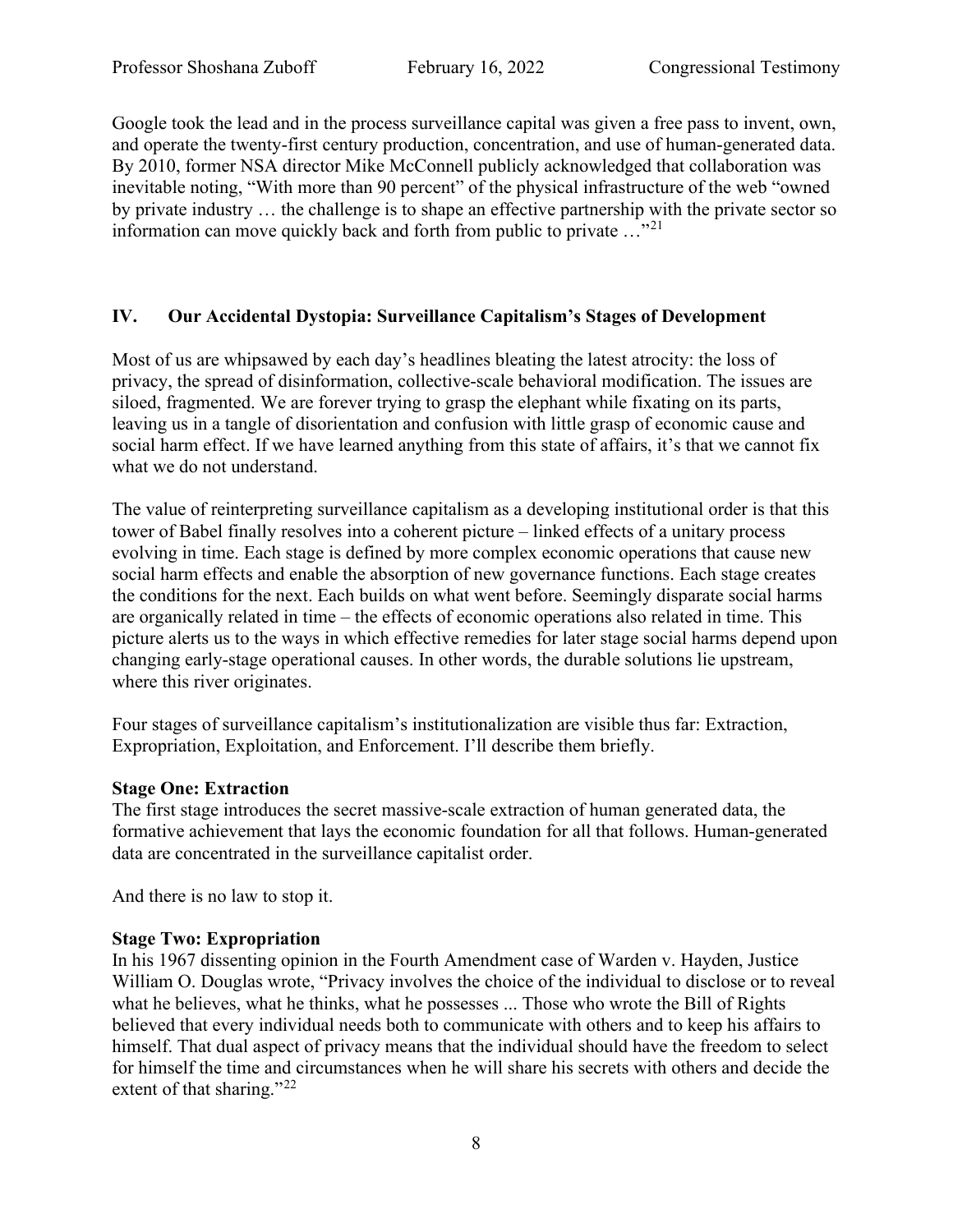Google took the lead and in the process surveillance capital was given a free pass to invent, own, and operate the twenty-first century production, concentration, and use of human-generated data. By 2010, former NSA director Mike McConnell publicly acknowledged that collaboration was inevitable noting, "With more than 90 percent" of the physical infrastructure of the web "owned by private industry … the challenge is to shape an effective partnership with the private sector so information can move quickly back and forth from public to private …"[21]

## IV. Our Accidental Dystopia: Surveillance Capitalism's Stages of Development

Most of us are whipsawed by each day's headlines bleating the latest atrocity: the loss of privacy, the spread of disinformation, collective-scale behavioral modification. The issues are siloed, fragmented. We are forever trying to grasp the elephant while fixating on its parts, leaving us in a tangle of disorientation and confusion with little grasp of economic cause and social harm effect. If we have learned anything from this state of affairs, it's that we cannot fix what we do not understand.

The value of reinterpreting surveillance capitalism as a developing institutional order is that this tower of Babel finally resolves into a coherent picture – linked effects of a unitary process evolving in time. Each stage is defined by more complex economic operations that cause new social harm effects and enable the absorption of new governance functions. Each stage creates the conditions for the next. Each builds on what went before. Seemingly disparate social harms are organically related in time – the effects of economic operations also related in time. This picture alerts us to the ways in which effective remedies for later stage social harms depend upon changing early-stage operational causes. In other words, the durable solutions lie upstream, where this river originates.

Four stages of surveillance capitalism's institutionalization are visible thus far: Extraction, Expropriation, Exploitation, and Enforcement. I'll describe them briefly.

**Stage One: Extraction**

The first stage introduces the secret massive-scale extraction of human generated data, the formative achievement that lays the economic foundation for all that follows. Human-generated data are concentrated in the surveillance capitalist order.

And there is no law to stop it.

**Stage Two: Expropriation**

In his 1967 dissenting opinion in the Fourth Amendment case of Warden v. Hayden, Justice William O. Douglas wrote, "Privacy involves the choice of the individual to disclose or to reveal what he believes, what he thinks, what he possesses ... Those who wrote the Bill of Rights believed that every individual needs both to communicate with others and to keep his affairs to himself. That dual aspect of privacy means that the individual should have the freedom to select for himself the time and circumstances when he will share his secrets with others and decide the extent of that sharing."[22]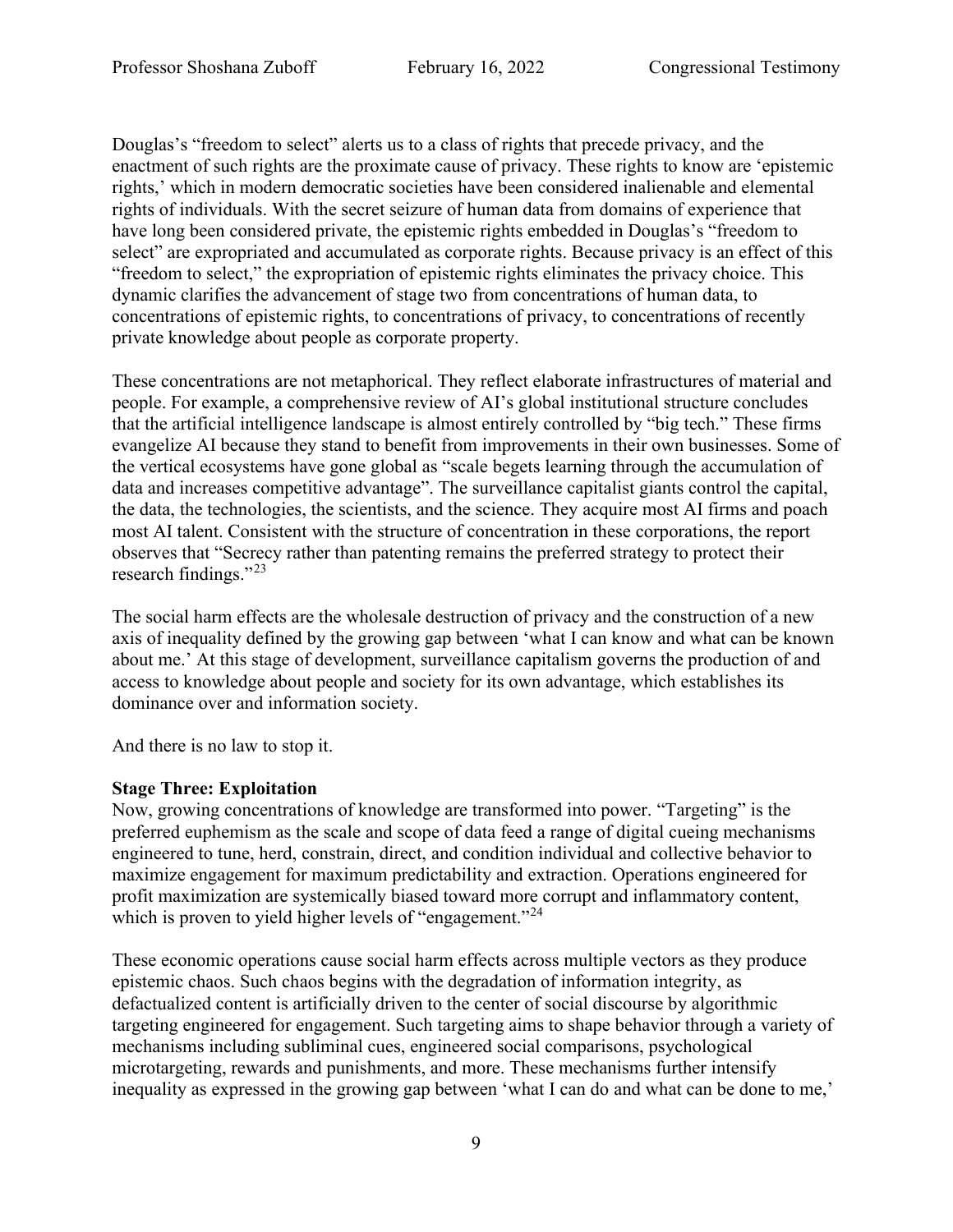Douglas's "freedom to select" alerts us to a class of rights that precede privacy, and the enactment of such rights are the proximate cause of privacy. These rights to know are 'epistemic rights,' which in modern democratic societies have been considered inalienable and elemental rights of individuals. With the secret seizure of human data from domains of experience that have long been considered private, the epistemic rights embedded in Douglas's "freedom to select" are expropriated and accumulated as corporate rights. Because privacy is an effect of this "freedom to select," the expropriation of epistemic rights eliminates the privacy choice. This dynamic clarifies the advancement of stage two from concentrations of human data, to concentrations of epistemic rights, to concentrations of privacy, to concentrations of recently private knowledge about people as corporate property.

These concentrations are not metaphorical. They reflect elaborate infrastructures of material and people. For example, a comprehensive review of AI's global institutional structure concludes that the artificial intelligence landscape is almost entirely controlled by "big tech." These firms evangelize AI because they stand to benefit from improvements in their own businesses. Some of the vertical ecosystems have gone global as "scale begets learning through the accumulation of data and increases competitive advantage". The surveillance capitalist giants control the capital, the data, the technologies, the scientists, and the science. They acquire most AI firms and poach most AI talent. Consistent with the structure of concentration in these corporations, the report observes that "Secrecy rather than patenting remains the preferred strategy to protect their research findings."[23]

The social harm effects are the wholesale destruction of privacy and the construction of a new axis of inequality defined by the growing gap between 'what I can know and what can be known about me.' At this stage of development, surveillance capitalism governs the production of and access to knowledge about people and society for its own advantage, which establishes its dominance over and information society.

And there is no law to stop it.

**Stage Three: Exploitation**

Now, growing concentrations of knowledge are transformed into power. "Targeting" is the preferred euphemism as the scale and scope of data feed a range of digital cueing mechanisms engineered to tune, herd, constrain, direct, and condition individual and collective behavior to maximize engagement for maximum predictability and extraction. Operations engineered for profit maximization are systemically biased toward more corrupt and inflammatory content, which is proven to yield higher levels of "engagement."[24]

These economic operations cause social harm effects across multiple vectors as they produce epistemic chaos. Such chaos begins with the degradation of information integrity, as defactualized content is artificially driven to the center of social discourse by algorithmic targeting engineered for engagement. Such targeting aims to shape behavior through a variety of mechanisms including subliminal cues, engineered social comparisons, psychological microtargeting, rewards and punishments, and more. These mechanisms further intensify inequality as expressed in the growing gap between 'what I can do and what can be done to me,'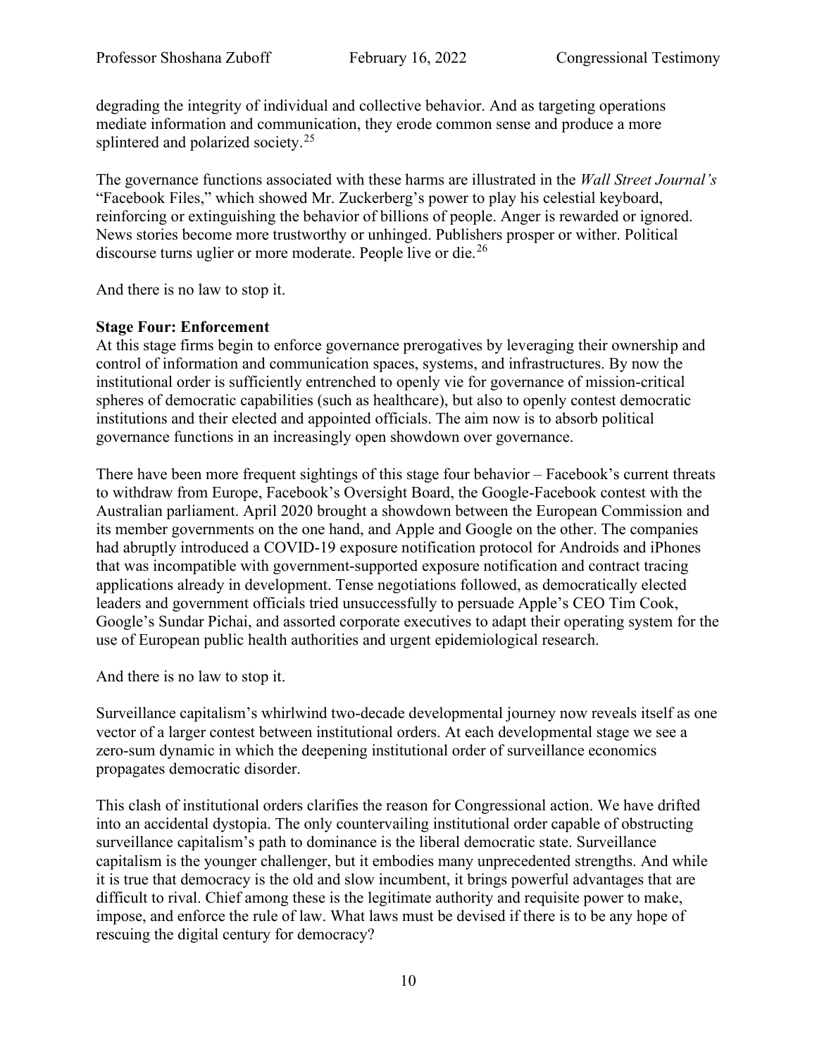degrading the integrity of individual and collective behavior. And as targeting operations mediate information and communication, they erode common sense and produce a more splintered and polarized society.[25]

The governance functions associated with these harms are illustrated in the *Wall Street Journal's* "Facebook Files," which showed Mr. Zuckerberg's power to play his celestial keyboard, reinforcing or extinguishing the behavior of billions of people. Anger is rewarded or ignored. News stories become more trustworthy or unhinged. Publishers prosper or wither. Political discourse turns uglier or more moderate. People live or die.[26]

And there is no law to stop it.

**Stage Four: Enforcement**

At this stage firms begin to enforce governance prerogatives by leveraging their ownership and control of information and communication spaces, systems, and infrastructures. By now the institutional order is sufficiently entrenched to openly vie for governance of mission-critical spheres of democratic capabilities (such as healthcare), but also to openly contest democratic institutions and their elected and appointed officials. The aim now is to absorb political governance functions in an increasingly open showdown over governance.

There have been more frequent sightings of this stage four behavior – Facebook's current threats to withdraw from Europe, Facebook's Oversight Board, the Google-Facebook contest with the Australian parliament. April 2020 brought a showdown between the European Commission and its member governments on the one hand, and Apple and Google on the other. The companies had abruptly introduced a COVID-19 exposure notification protocol for Androids and iPhones that was incompatible with government-supported exposure notification and contract tracing applications already in development. Tense negotiations followed, as democratically elected leaders and government officials tried unsuccessfully to persuade Apple's CEO Tim Cook, Google's Sundar Pichai, and assorted corporate executives to adapt their operating system for the use of European public health authorities and urgent epidemiological research.

And there is no law to stop it.

Surveillance capitalism's whirlwind two-decade developmental journey now reveals itself as one vector of a larger contest between institutional orders. At each developmental stage we see a zero-sum dynamic in which the deepening institutional order of surveillance economics propagates democratic disorder.

This clash of institutional orders clarifies the reason for Congressional action. We have drifted into an accidental dystopia. The only countervailing institutional order capable of obstructing surveillance capitalism's path to dominance is the liberal democratic state. Surveillance capitalism is the younger challenger, but it embodies many unprecedented strengths. And while it is true that democracy is the old and slow incumbent, it brings powerful advantages that are difficult to rival. Chief among these is the legitimate authority and requisite power to make, impose, and enforce the rule of law. What laws must be devised if there is to be any hope of rescuing the digital century for democracy?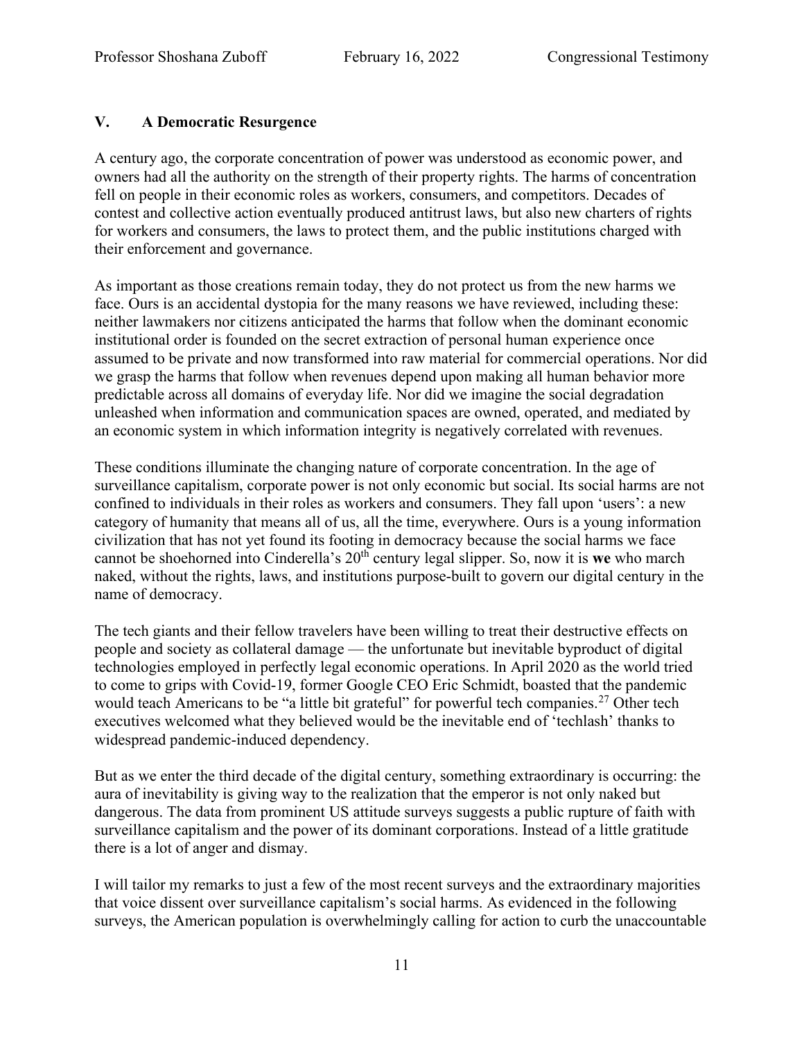## V. A Democratic Resurgence

A century ago, the corporate concentration of power was understood as economic power, and owners had all the authority on the strength of their property rights. The harms of concentration fell on people in their economic roles as workers, consumers, and competitors. Decades of contest and collective action eventually produced antitrust laws, but also new charters of rights for workers and consumers, the laws to protect them, and the public institutions charged with their enforcement and governance.

As important as those creations remain today, they do not protect us from the new harms we face. Ours is an accidental dystopia for the many reasons we have reviewed, including these: neither lawmakers nor citizens anticipated the harms that follow when the dominant economic institutional order is founded on the secret extraction of personal human experience once assumed to be private and now transformed into raw material for commercial operations. Nor did we grasp the harms that follow when revenues depend upon making all human behavior more predictable across all domains of everyday life. Nor did we imagine the social degradation unleashed when information and communication spaces are owned, operated, and mediated by an economic system in which information integrity is negatively correlated with revenues.

These conditions illuminate the changing nature of corporate concentration. In the age of surveillance capitalism, corporate power is not only economic but social. Its social harms are not confined to individuals in their roles as workers and consumers. They fall upon 'users': a new category of humanity that means all of us, all the time, everywhere. Ours is a young information civilization that has not yet found its footing in democracy because the social harms we face cannot be shoehorned into Cinderella's 20th century legal slipper. So, now it is **we** who march naked, without the rights, laws, and institutions purpose-built to govern our digital century in the name of democracy.

The tech giants and their fellow travelers have been willing to treat their destructive effects on people and society as collateral damage — the unfortunate but inevitable byproduct of digital technologies employed in perfectly legal economic operations. In April 2020 as the world tried to come to grips with Covid-19, former Google CEO Eric Schmidt, boasted that the pandemic would teach Americans to be "a little bit grateful" for powerful tech companies.[27] Other tech executives welcomed what they believed would be the inevitable end of 'techlash' thanks to widespread pandemic-induced dependency.

But as we enter the third decade of the digital century, something extraordinary is occurring: the aura of inevitability is giving way to the realization that the emperor is not only naked but dangerous. The data from prominent US attitude surveys suggests a public rupture of faith with surveillance capitalism and the power of its dominant corporations. Instead of a little gratitude there is a lot of anger and dismay.

I will tailor my remarks to just a few of the most recent surveys and the extraordinary majorities that voice dissent over surveillance capitalism's social harms. As evidenced in the following surveys, the American population is overwhelmingly calling for action to curb the unaccountable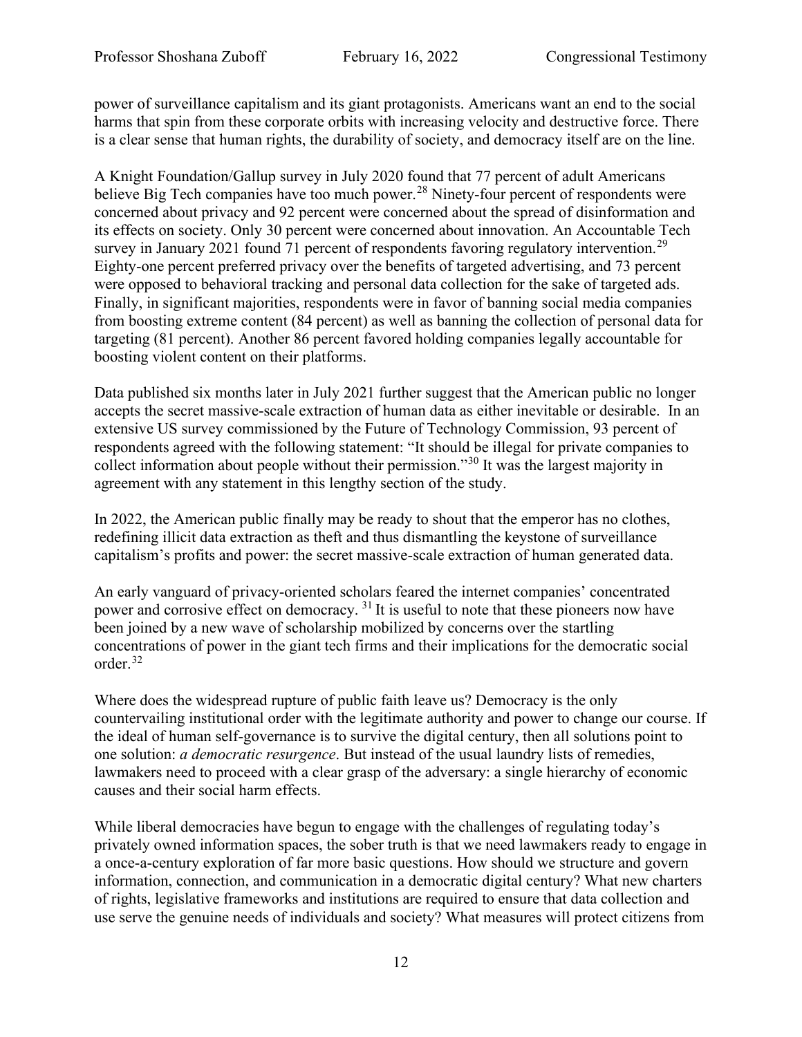power of surveillance capitalism and its giant protagonists. Americans want an end to the social harms that spin from these corporate orbits with increasing velocity and destructive force. There is a clear sense that human rights, the durability of society, and democracy itself are on the line.

A Knight Foundation/Gallup survey in July 2020 found that 77 percent of adult Americans believe Big Tech companies have too much power.[28] Ninety-four percent of respondents were concerned about privacy and 92 percent were concerned about the spread of disinformation and its effects on society. Only 30 percent were concerned about innovation. An Accountable Tech survey in January 2021 found 71 percent of respondents favoring regulatory intervention.[29] Eighty-one percent preferred privacy over the benefits of targeted advertising, and 73 percent were opposed to behavioral tracking and personal data collection for the sake of targeted ads. Finally, in significant majorities, respondents were in favor of banning social media companies from boosting extreme content (84 percent) as well as banning the collection of personal data for targeting (81 percent). Another 86 percent favored holding companies legally accountable for boosting violent content on their platforms.

Data published six months later in July 2021 further suggest that the American public no longer accepts the secret massive-scale extraction of human data as either inevitable or desirable. In an extensive US survey commissioned by the Future of Technology Commission, 93 percent of respondents agreed with the following statement: "It should be illegal for private companies to collect information about people without their permission."[30] It was the largest majority in agreement with any statement in this lengthy section of the study.

In 2022, the American public finally may be ready to shout that the emperor has no clothes, redefining illicit data extraction as theft and thus dismantling the keystone of surveillance capitalism's profits and power: the secret massive-scale extraction of human generated data.

An early vanguard of privacy-oriented scholars feared the internet companies' concentrated power and corrosive effect on democracy. [31] It is useful to note that these pioneers now have been joined by a new wave of scholarship mobilized by concerns over the startling concentrations of power in the giant tech firms and their implications for the democratic social order.[32]

Where does the widespread rupture of public faith leave us? Democracy is the only countervailing institutional order with the legitimate authority and power to change our course. If the ideal of human self-governance is to survive the digital century, then all solutions point to one solution: *a democratic resurgence*. But instead of the usual laundry lists of remedies, lawmakers need to proceed with a clear grasp of the adversary: a single hierarchy of economic causes and their social harm effects.

While liberal democracies have begun to engage with the challenges of regulating today's privately owned information spaces, the sober truth is that we need lawmakers ready to engage in a once-a-century exploration of far more basic questions. How should we structure and govern information, connection, and communication in a democratic digital century? What new charters of rights, legislative frameworks and institutions are required to ensure that data collection and use serve the genuine needs of individuals and society? What measures will protect citizens from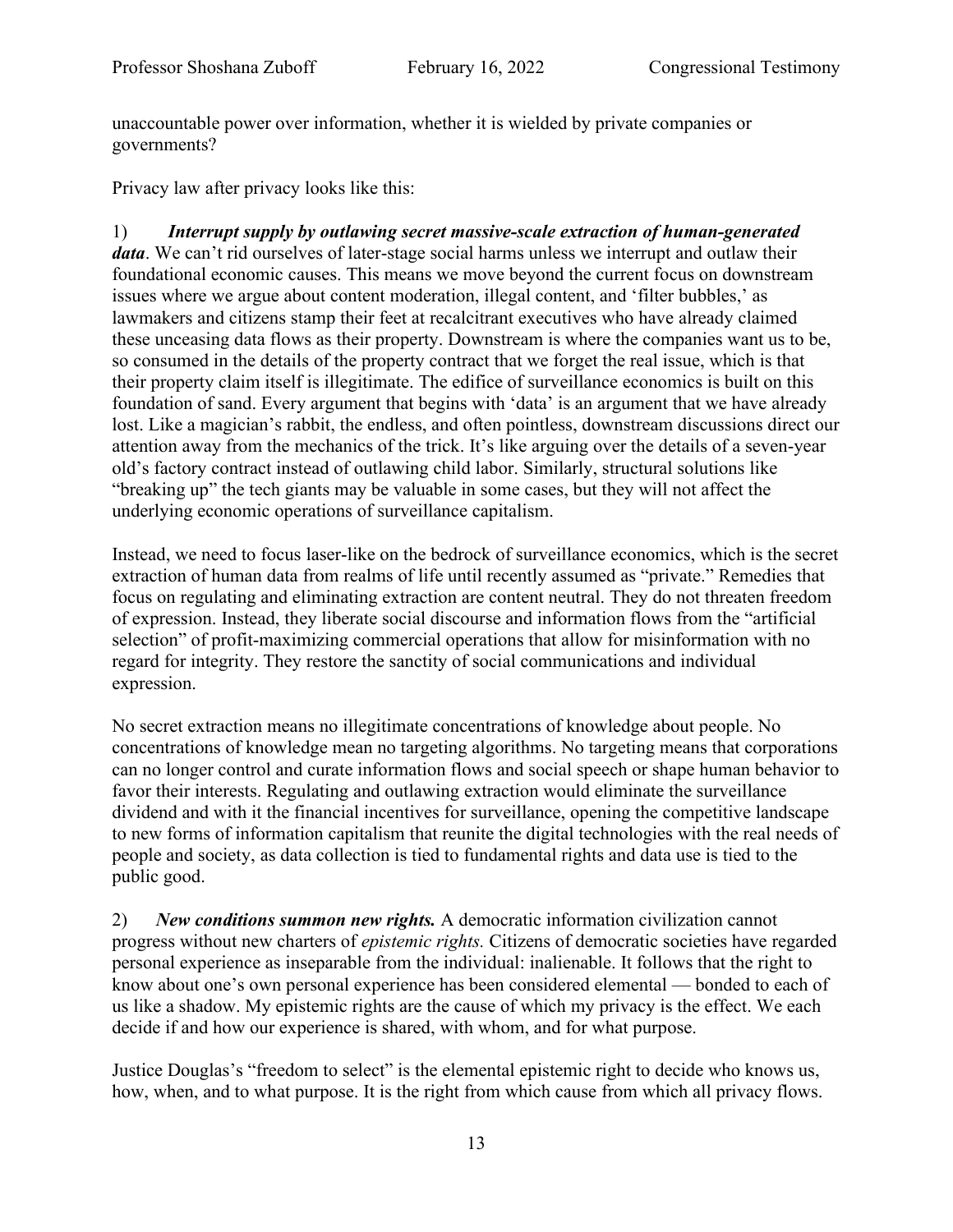unaccountable power over information, whether it is wielded by private companies or governments?

Privacy law after privacy looks like this:

1) ***Interrupt supply by outlawing secret massive-scale extraction of human-generated data***. We can't rid ourselves of later-stage social harms unless we interrupt and outlaw their foundational economic causes. This means we move beyond the current focus on downstream issues where we argue about content moderation, illegal content, and 'filter bubbles,' as lawmakers and citizens stamp their feet at recalcitrant executives who have already claimed these unceasing data flows as their property. Downstream is where the companies want us to be, so consumed in the details of the property contract that we forget the real issue, which is that their property claim itself is illegitimate. The edifice of surveillance economics is built on this foundation of sand. Every argument that begins with 'data' is an argument that we have already lost. Like a magician's rabbit, the endless, and often pointless, downstream discussions direct our attention away from the mechanics of the trick. It's like arguing over the details of a seven-year old's factory contract instead of outlawing child labor. Similarly, structural solutions like "breaking up" the tech giants may be valuable in some cases, but they will not affect the underlying economic operations of surveillance capitalism.

Instead, we need to focus laser-like on the bedrock of surveillance economics, which is the secret extraction of human data from realms of life until recently assumed as "private." Remedies that focus on regulating and eliminating extraction are content neutral. They do not threaten freedom of expression. Instead, they liberate social discourse and information flows from the "artificial selection" of profit-maximizing commercial operations that allow for misinformation with no regard for integrity. They restore the sanctity of social communications and individual expression.

No secret extraction means no illegitimate concentrations of knowledge about people. No concentrations of knowledge mean no targeting algorithms. No targeting means that corporations can no longer control and curate information flows and social speech or shape human behavior to favor their interests. Regulating and outlawing extraction would eliminate the surveillance dividend and with it the financial incentives for surveillance, opening the competitive landscape to new forms of information capitalism that reunite the digital technologies with the real needs of people and society, as data collection is tied to fundamental rights and data use is tied to the public good.

2) ***New conditions summon new rights.*** A democratic information civilization cannot progress without new charters of *epistemic rights.* Citizens of democratic societies have regarded personal experience as inseparable from the individual: inalienable. It follows that the right to know about one's own personal experience has been considered elemental — bonded to each of us like a shadow. My epistemic rights are the cause of which my privacy is the effect. We each decide if and how our experience is shared, with whom, and for what purpose.

Justice Douglas's "freedom to select" is the elemental epistemic right to decide who knows us, how, when, and to what purpose. It is the right from which cause from which all privacy flows.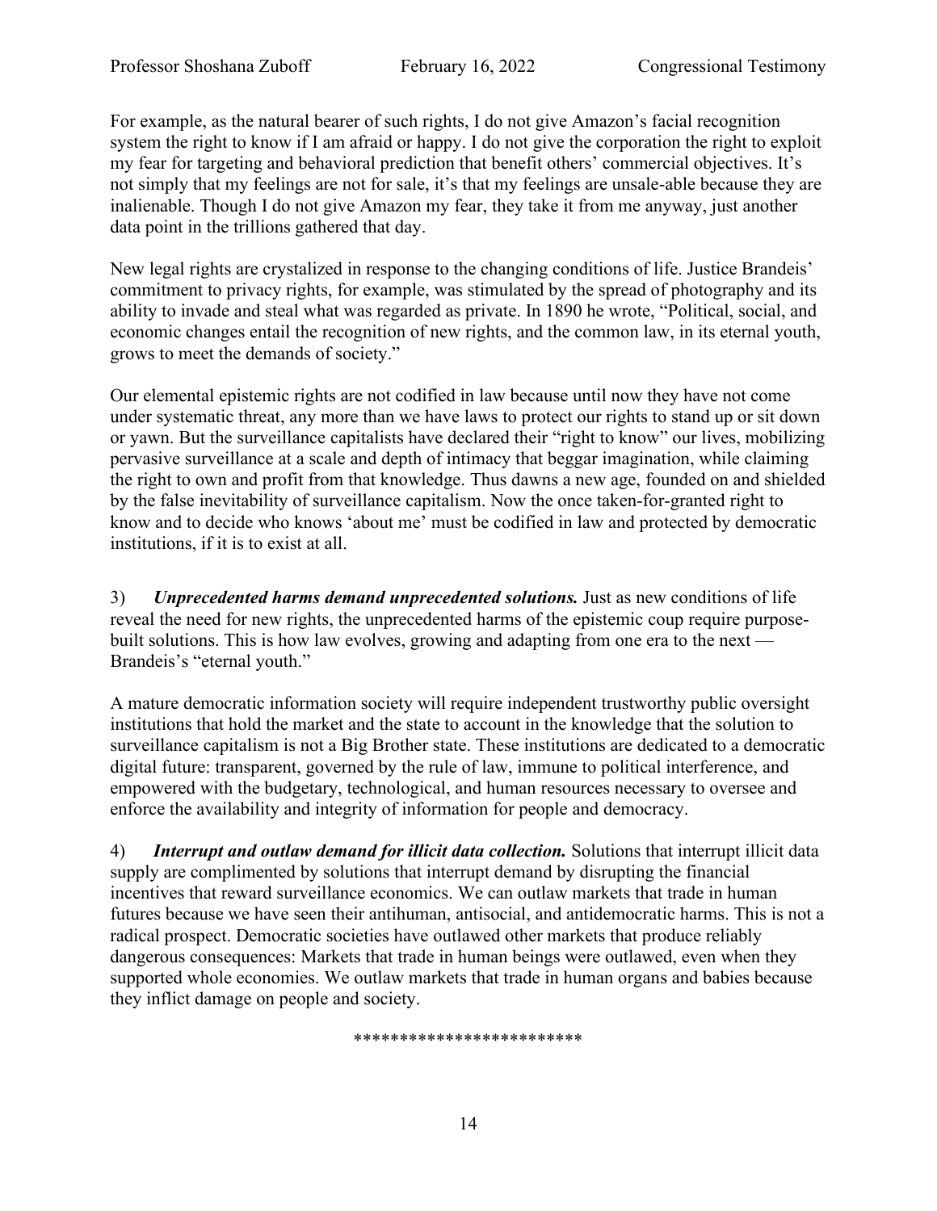For example, as the natural bearer of such rights, I do not give Amazon's facial recognition system the right to know if I am afraid or happy. I do not give the corporation the right to exploit my fear for targeting and behavioral prediction that benefit others' commercial objectives. It's not simply that my feelings are not for sale, it's that my feelings are unsale-able because they are inalienable. Though I do not give Amazon my fear, they take it from me anyway, just another data point in the trillions gathered that day.

New legal rights are crystalized in response to the changing conditions of life. Justice Brandeis' commitment to privacy rights, for example, was stimulated by the spread of photography and its ability to invade and steal what was regarded as private. In 1890 he wrote, "Political, social, and economic changes entail the recognition of new rights, and the common law, in its eternal youth, grows to meet the demands of society."

Our elemental epistemic rights are not codified in law because until now they have not come under systematic threat, any more than we have laws to protect our rights to stand up or sit down or yawn. But the surveillance capitalists have declared their "right to know" our lives, mobilizing pervasive surveillance at a scale and depth of intimacy that beggar imagination, while claiming the right to own and profit from that knowledge. Thus dawns a new age, founded on and shielded by the false inevitability of surveillance capitalism. Now the once taken-for-granted right to know and to decide who knows 'about me' must be codified in law and protected by democratic institutions, if it is to exist at all.

3) ***Unprecedented harms demand unprecedented solutions.*** Just as new conditions of life reveal the need for new rights, the unprecedented harms of the epistemic coup require purpose-built solutions. This is how law evolves, growing and adapting from one era to the next — Brandeis's "eternal youth."

A mature democratic information society will require independent trustworthy public oversight institutions that hold the market and the state to account in the knowledge that the solution to surveillance capitalism is not a Big Brother state. These institutions are dedicated to a democratic digital future: transparent, governed by the rule of law, immune to political interference, and empowered with the budgetary, technological, and human resources necessary to oversee and enforce the availability and integrity of information for people and democracy.

4) ***Interrupt and outlaw demand for illicit data collection.*** Solutions that interrupt illicit data supply are complimented by solutions that interrupt demand by disrupting the financial incentives that reward surveillance economics. We can outlaw markets that trade in human futures because we have seen their antihuman, antisocial, and antidemocratic harms. This is not a radical prospect. Democratic societies have outlawed other markets that produce reliably dangerous consequences: Markets that trade in human beings were outlawed, even when they supported whole economies. We outlaw markets that trade in human organs and babies because they inflict damage on people and society.

*************************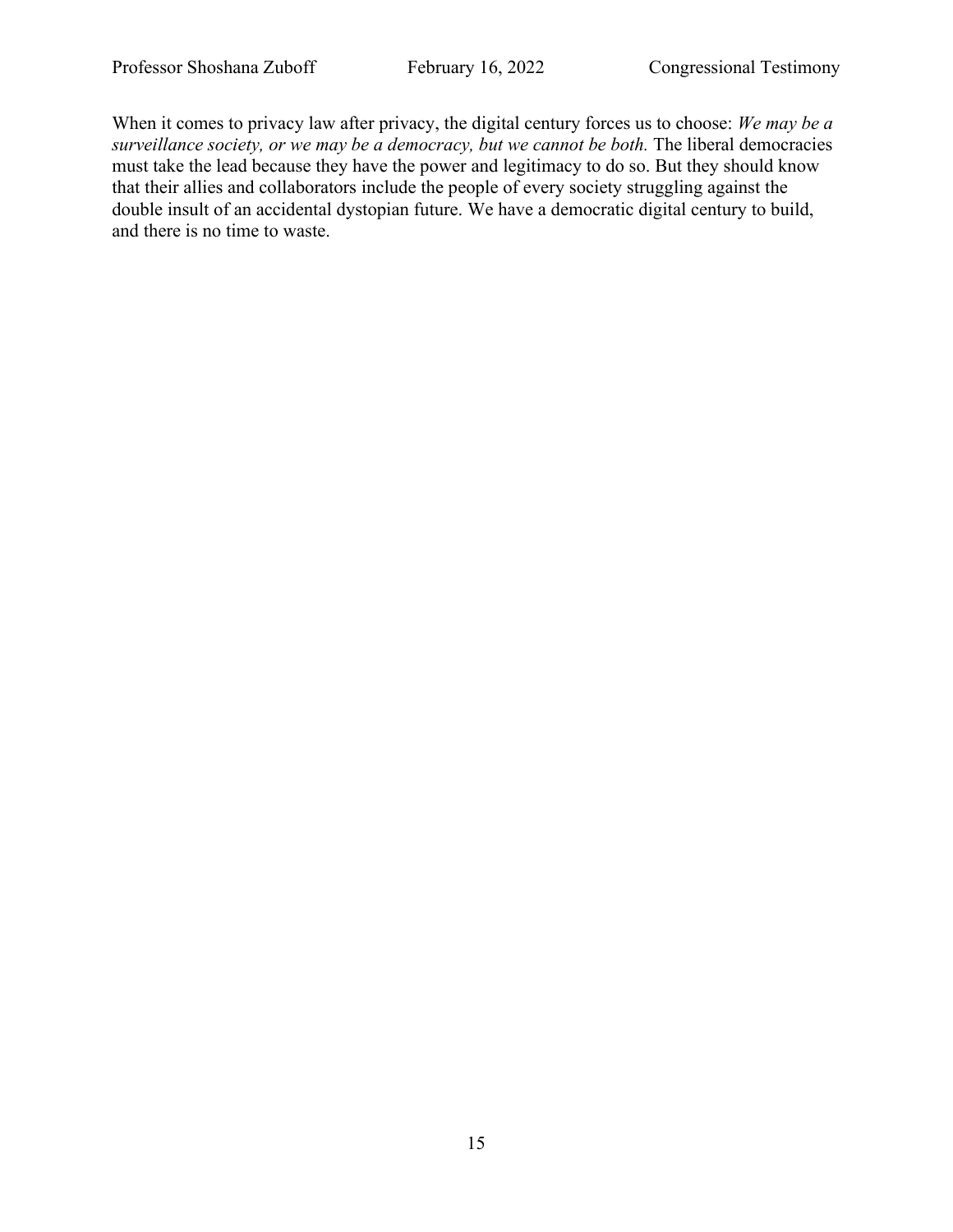When it comes to privacy law after privacy, the digital century forces us to choose: *We may be a surveillance society, or we may be a democracy, but we cannot be both.* The liberal democracies must take the lead because they have the power and legitimacy to do so. But they should know that their allies and collaborators include the people of every society struggling against the double insult of an accidental dystopian future. We have a democratic digital century to build, and there is no time to waste.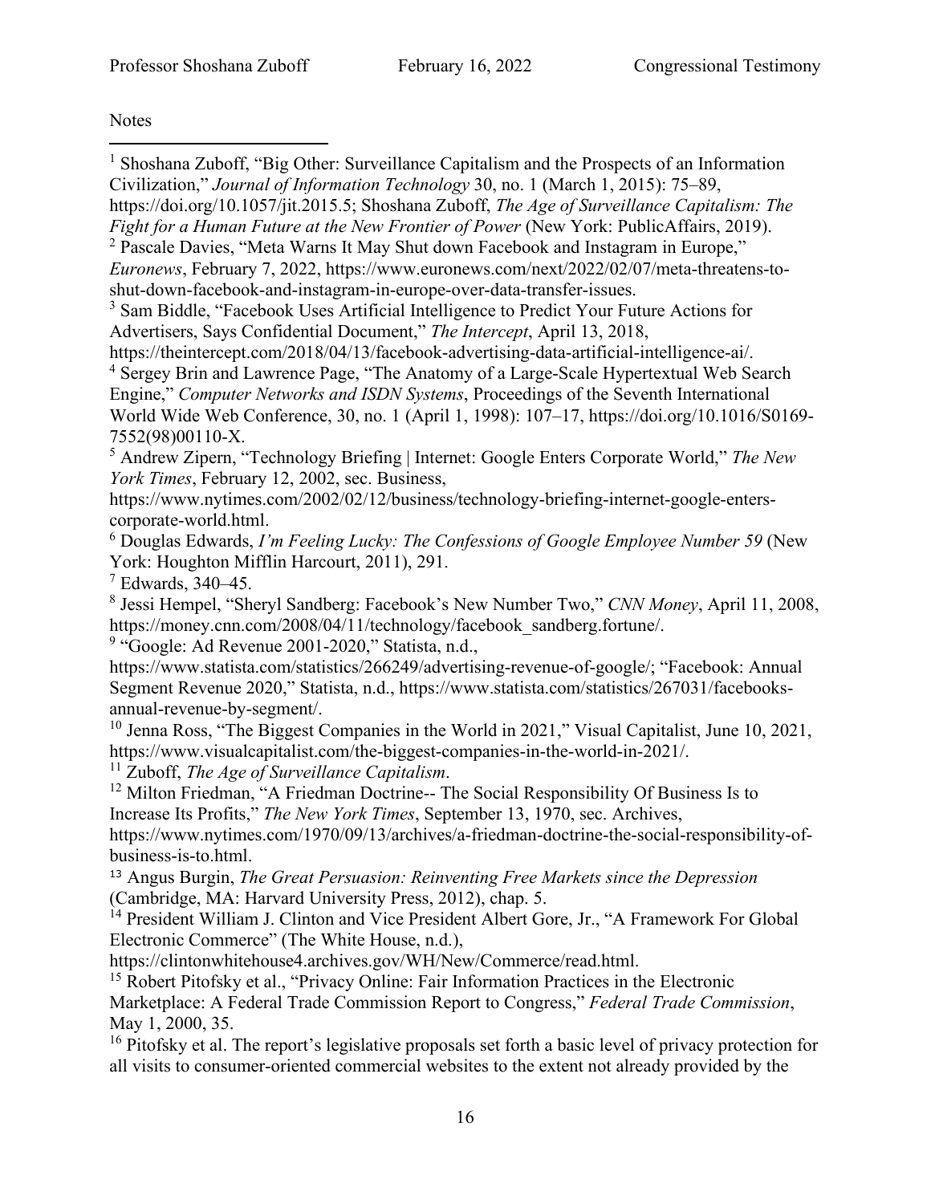Notes

[1] Shoshana Zuboff, "Big Other: Surveillance Capitalism and the Prospects of an Information Civilization," *Journal of Information Technology* 30, no. 1 (March 1, 2015): 75–89, https://doi.org/10.1057/jit.2015.5; Shoshana Zuboff, *The Age of Surveillance Capitalism: The Fight for a Human Future at the New Frontier of Power* (New York: PublicAffairs, 2019).

[2] Pascale Davies, "Meta Warns It May Shut down Facebook and Instagram in Europe," *Euronews*, February 7, 2022, https://www.euronews.com/next/2022/02/07/meta-threatens-to-shut-down-facebook-and-instagram-in-europe-over-data-transfer-issues.

[3] Sam Biddle, "Facebook Uses Artificial Intelligence to Predict Your Future Actions for Advertisers, Says Confidential Document," *The Intercept*, April 13, 2018, https://theintercept.com/2018/04/13/facebook-advertising-data-artificial-intelligence-ai/.

[4] Sergey Brin and Lawrence Page, "The Anatomy of a Large-Scale Hypertextual Web Search Engine," *Computer Networks and ISDN Systems*, Proceedings of the Seventh International World Wide Web Conference, 30, no. 1 (April 1, 1998): 107–17, https://doi.org/10.1016/S0169-7552(98)00110-X.

[5] Andrew Zipern, "Technology Briefing | Internet: Google Enters Corporate World," *The New York Times*, February 12, 2002, sec. Business, https://www.nytimes.com/2002/02/12/business/technology-briefing-internet-google-enters-corporate-world.html.

[6] Douglas Edwards, *I'm Feeling Lucky: The Confessions of Google Employee Number 59* (New York: Houghton Mifflin Harcourt, 2011), 291.

[7] Edwards, 340–45.

[8] Jessi Hempel, "Sheryl Sandberg: Facebook's New Number Two," *CNN Money*, April 11, 2008, https://money.cnn.com/2008/04/11/technology/facebook_sandberg.fortune/.

[9] "Google: Ad Revenue 2001-2020," Statista, n.d., https://www.statista.com/statistics/266249/advertising-revenue-of-google/; "Facebook: Annual Segment Revenue 2020," Statista, n.d., https://www.statista.com/statistics/267031/facebooks-annual-revenue-by-segment/.

[10] Jenna Ross, "The Biggest Companies in the World in 2021," Visual Capitalist, June 10, 2021, https://www.visualcapitalist.com/the-biggest-companies-in-the-world-in-2021/.

[11] Zuboff, *The Age of Surveillance Capitalism*.

[12] Milton Friedman, "A Friedman Doctrine-- The Social Responsibility Of Business Is to Increase Its Profits," *The New York Times*, September 13, 1970, sec. Archives, https://www.nytimes.com/1970/09/13/archives/a-friedman-doctrine-the-social-responsibility-of-business-is-to.html.

[13] Angus Burgin, *The Great Persuasion: Reinventing Free Markets since the Depression* (Cambridge, MA: Harvard University Press, 2012), chap. 5.

[14] President William J. Clinton and Vice President Albert Gore, Jr., "A Framework For Global Electronic Commerce" (The White House, n.d.), https://clintonwhitehouse4.archives.gov/WH/New/Commerce/read.html.

[15] Robert Pitofsky et al., "Privacy Online: Fair Information Practices in the Electronic Marketplace: A Federal Trade Commission Report to Congress," *Federal Trade Commission*, May 1, 2000, 35.

[16] Pitofsky et al. The report's legislative proposals set forth a basic level of privacy protection for all visits to consumer-oriented commercial websites to the extent not already provided by the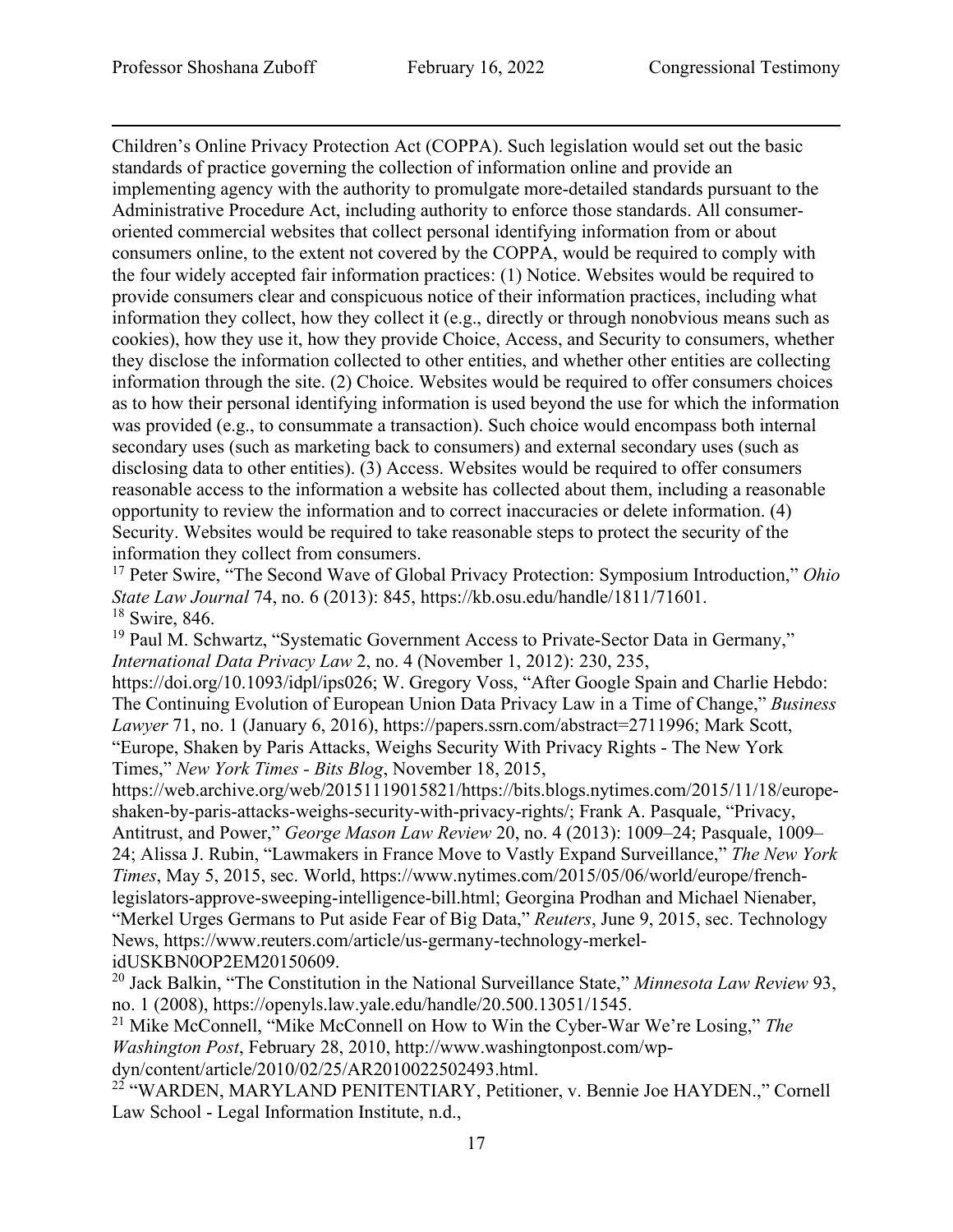Children's Online Privacy Protection Act (COPPA). Such legislation would set out the basic standards of practice governing the collection of information online and provide an implementing agency with the authority to promulgate more-detailed standards pursuant to the Administrative Procedure Act, including authority to enforce those standards. All consumer-oriented commercial websites that collect personal identifying information from or about consumers online, to the extent not covered by the COPPA, would be required to comply with the four widely accepted fair information practices: (1) Notice. Websites would be required to provide consumers clear and conspicuous notice of their information practices, including what information they collect, how they collect it (e.g., directly or through nonobvious means such as cookies), how they use it, how they provide Choice, Access, and Security to consumers, whether they disclose the information collected to other entities, and whether other entities are collecting information through the site. (2) Choice. Websites would be required to offer consumers choices as to how their personal identifying information is used beyond the use for which the information was provided (e.g., to consummate a transaction). Such choice would encompass both internal secondary uses (such as marketing back to consumers) and external secondary uses (such as disclosing data to other entities). (3) Access. Websites would be required to offer consumers reasonable access to the information a website has collected about them, including a reasonable opportunity to review the information and to correct inaccuracies or delete information. (4) Security. Websites would be required to take reasonable steps to protect the security of the information they collect from consumers.

[17] Peter Swire, "The Second Wave of Global Privacy Protection: Symposium Introduction," *Ohio State Law Journal* 74, no. 6 (2013): 845, https://kb.osu.edu/handle/1811/71601.

[18] Swire, 846.

[19] Paul M. Schwartz, "Systematic Government Access to Private-Sector Data in Germany," *International Data Privacy Law* 2, no. 4 (November 1, 2012): 230, 235, https://doi.org/10.1093/idpl/ips026; W. Gregory Voss, "After Google Spain and Charlie Hebdo: The Continuing Evolution of European Union Data Privacy Law in a Time of Change," *Business Lawyer* 71, no. 1 (January 6, 2016), https://papers.ssrn.com/abstract=2711996; Mark Scott, "Europe, Shaken by Paris Attacks, Weighs Security With Privacy Rights - The New York Times," *New York Times - Bits Blog*, November 18, 2015, https://web.archive.org/web/20151119015821/https://bits.blogs.nytimes.com/2015/11/18/europe-shaken-by-paris-attacks-weighs-security-with-privacy-rights/; Frank A. Pasquale, "Privacy, Antitrust, and Power," *George Mason Law Review* 20, no. 4 (2013): 1009–24; Pasquale, 1009–24; Alissa J. Rubin, "Lawmakers in France Move to Vastly Expand Surveillance," *The New York Times*, May 5, 2015, sec. World, https://www.nytimes.com/2015/05/06/world/europe/french-legislators-approve-sweeping-intelligence-bill.html; Georgina Prodhan and Michael Nienaber, "Merkel Urges Germans to Put aside Fear of Big Data," *Reuters*, June 9, 2015, sec. Technology News, https://www.reuters.com/article/us-germany-technology-merkel-idUSKBN0OP2EM20150609.

[20] Jack Balkin, "The Constitution in the National Surveillance State," *Minnesota Law Review* 93, no. 1 (2008), https://openyls.law.yale.edu/handle/20.500.13051/1545.

[21] Mike McConnell, "Mike McConnell on How to Win the Cyber-War We're Losing," *The Washington Post*, February 28, 2010, http://www.washingtonpost.com/wp-dyn/content/article/2010/02/25/AR2010022502493.html.

[22] "WARDEN, MARYLAND PENITENTIARY, Petitioner, v. Bennie Joe HAYDEN.," Cornell Law School - Legal Information Institute, n.d.,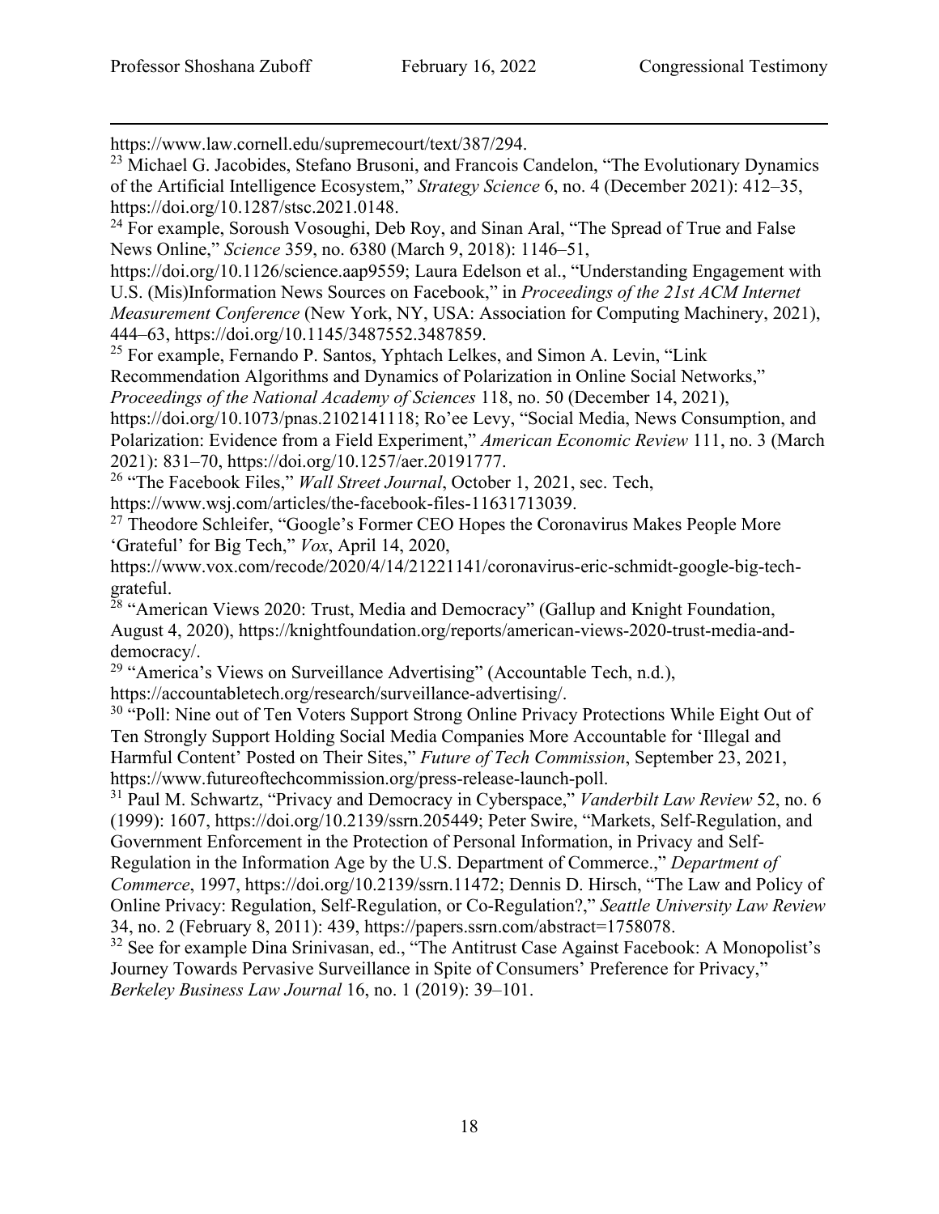https://www.law.cornell.edu/supremecourt/text/387/294.

[23] Michael G. Jacobides, Stefano Brusoni, and Francois Candelon, "The Evolutionary Dynamics of the Artificial Intelligence Ecosystem," *Strategy Science* 6, no. 4 (December 2021): 412–35, https://doi.org/10.1287/stsc.2021.0148.

[24] For example, Soroush Vosoughi, Deb Roy, and Sinan Aral, "The Spread of True and False News Online," *Science* 359, no. 6380 (March 9, 2018): 1146–51, https://doi.org/10.1126/science.aap9559; Laura Edelson et al., "Understanding Engagement with U.S. (Mis)Information News Sources on Facebook," in *Proceedings of the 21st ACM Internet Measurement Conference* (New York, NY, USA: Association for Computing Machinery, 2021), 444–63, https://doi.org/10.1145/3487552.3487859.

[25] For example, Fernando P. Santos, Yphtach Lelkes, and Simon A. Levin, "Link Recommendation Algorithms and Dynamics of Polarization in Online Social Networks," *Proceedings of the National Academy of Sciences* 118, no. 50 (December 14, 2021), https://doi.org/10.1073/pnas.2102141118; Ro'ee Levy, "Social Media, News Consumption, and Polarization: Evidence from a Field Experiment," *American Economic Review* 111, no. 3 (March 2021): 831–70, https://doi.org/10.1257/aer.20191777.

[26] "The Facebook Files," *Wall Street Journal*, October 1, 2021, sec. Tech, https://www.wsj.com/articles/the-facebook-files-11631713039.

[27] Theodore Schleifer, "Google's Former CEO Hopes the Coronavirus Makes People More 'Grateful' for Big Tech," *Vox*, April 14, 2020, https://www.vox.com/recode/2020/4/14/21221141/coronavirus-eric-schmidt-google-big-tech-grateful.

[28] "American Views 2020: Trust, Media and Democracy" (Gallup and Knight Foundation, August 4, 2020), https://knightfoundation.org/reports/american-views-2020-trust-media-and-democracy/.

[29] "America's Views on Surveillance Advertising" (Accountable Tech, n.d.), https://accountabletech.org/research/surveillance-advertising/.

[30] "Poll: Nine out of Ten Voters Support Strong Online Privacy Protections While Eight Out of Ten Strongly Support Holding Social Media Companies More Accountable for 'Illegal and Harmful Content' Posted on Their Sites," *Future of Tech Commission*, September 23, 2021, https://www.futureoftechcommission.org/press-release-launch-poll.

[31] Paul M. Schwartz, "Privacy and Democracy in Cyberspace," *Vanderbilt Law Review* 52, no. 6 (1999): 1607, https://doi.org/10.2139/ssrn.205449; Peter Swire, "Markets, Self-Regulation, and Government Enforcement in the Protection of Personal Information, in Privacy and Self-Regulation in the Information Age by the U.S. Department of Commerce.," *Department of Commerce*, 1997, https://doi.org/10.2139/ssrn.11472; Dennis D. Hirsch, "The Law and Policy of Online Privacy: Regulation, Self-Regulation, or Co-Regulation?," *Seattle University Law Review* 34, no. 2 (February 8, 2011): 439, https://papers.ssrn.com/abstract=1758078.

[32] See for example Dina Srinivasan, ed., "The Antitrust Case Against Facebook: A Monopolist's Journey Towards Pervasive Surveillance in Spite of Consumers' Preference for Privacy," *Berkeley Business Law Journal* 16, no. 1 (2019): 39–101.